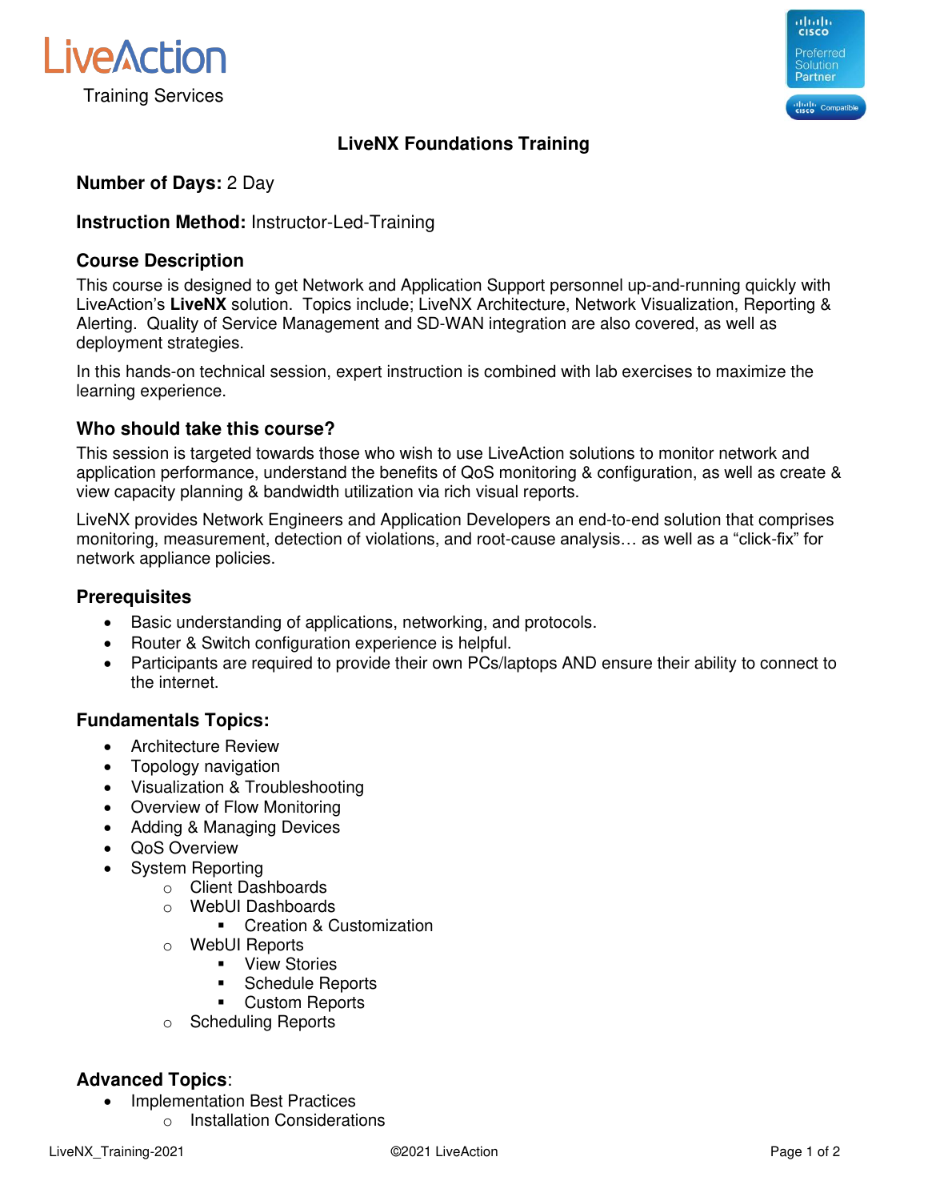LiveAction

Training Services

# LiveNX Foundations Training

**Number of Days:** 2 Day

**Instruction Method:** Instructor-Led-Training

## Course Description

This course is designed to get Network and Application Support personnel up-and-running quickly with LiveAction's **LiveNX** solution. Topics include; LiveNX Architecture, Network Visualization, Reporting & Alerting. Quality of Service Management and SD-WAN integration are also covered, as well as deployment strategies.

In this hands-on technical session, expert instruction is combined with lab exercises to maximize the learning experience.

## Who should take this course?

This session is targeted towards those who wish to use LiveAction solutions to monitor network and application performance, understand the benefits of QoS monitoring & configuration, as well as create & view capacity planning & bandwidth utilization via rich visual reports.

LiveNX provides Network Engineers and Application Developers an end-to-end solution that comprises monitoring, measurement, detection of violations, and root-cause analysis… as well as a "click-fix" for network appliance policies.

## Prerequisites

- Basic understanding of applications, networking, and protocols.
- Router & Switch configuration experience is helpful.
- Participants are required to provide their own PCs/laptops AND ensure their ability to connect to the internet.

## Fundamentals Topics:

- Architecture Review
- Topology navigation
- Visualization & Troubleshooting
- Overview of Flow Monitoring
- Adding & Managing Devices
- QoS Overview
- System Reporting
  - Client Dashboards
  - WebUI Dashboards
    - Creation & Customization
  - WebUI Reports
    - View Stories
    - Schedule Reports
    - Custom Reports
  - Scheduling Reports

## Advanced Topics:

- Implementation Best Practices
  - Installation Considerations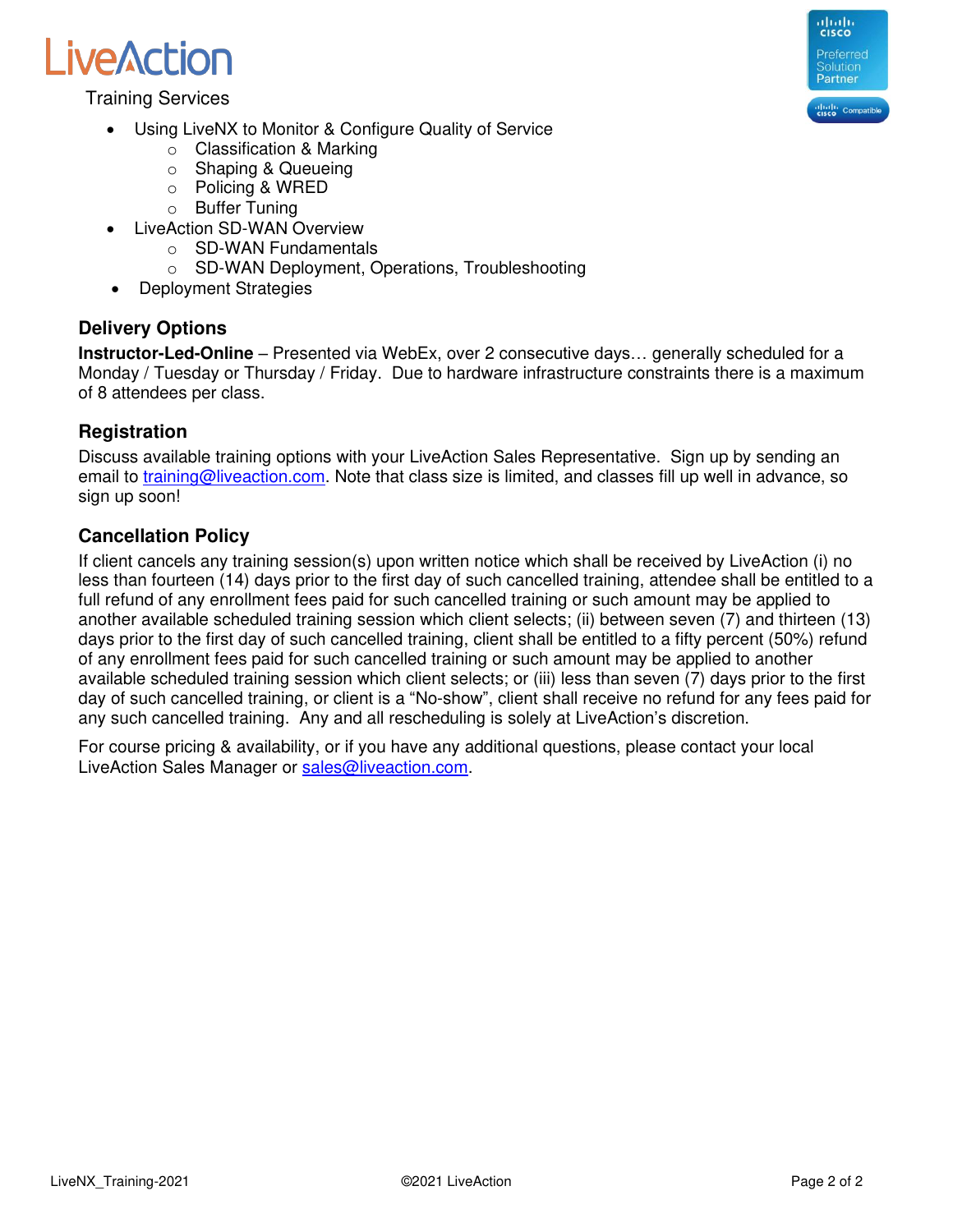LiveAction

Training Services

- Using LiveNX to Monitor & Configure Quality of Service
  - Classification & Marking
  - Shaping & Queueing
  - Policing & WRED
  - Buffer Tuning
- LiveAction SD-WAN Overview
  - SD-WAN Fundamentals
  - SD-WAN Deployment, Operations, Troubleshooting
- Deployment Strategies

### Delivery Options

**Instructor-Led-Online** – Presented via WebEx, over 2 consecutive days… generally scheduled for a Monday / Tuesday or Thursday / Friday. Due to hardware infrastructure constraints there is a maximum of 8 attendees per class.

### Registration

Discuss available training options with your LiveAction Sales Representative. Sign up by sending an email to training@liveaction.com. Note that class size is limited, and classes fill up well in advance, so sign up soon!

### Cancellation Policy

If client cancels any training session(s) upon written notice which shall be received by LiveAction (i) no less than fourteen (14) days prior to the first day of such cancelled training, attendee shall be entitled to a full refund of any enrollment fees paid for such cancelled training or such amount may be applied to another available scheduled training session which client selects; (ii) between seven (7) and thirteen (13) days prior to the first day of such cancelled training, client shall be entitled to a fifty percent (50%) refund of any enrollment fees paid for such cancelled training or such amount may be applied to another available scheduled training session which client selects; or (iii) less than seven (7) days prior to the first day of such cancelled training, or client is a "No-show", client shall receive no refund for any fees paid for any such cancelled training. Any and all rescheduling is solely at LiveAction's discretion.

For course pricing & availability, or if you have any additional questions, please contact your local LiveAction Sales Manager or sales@liveaction.com.